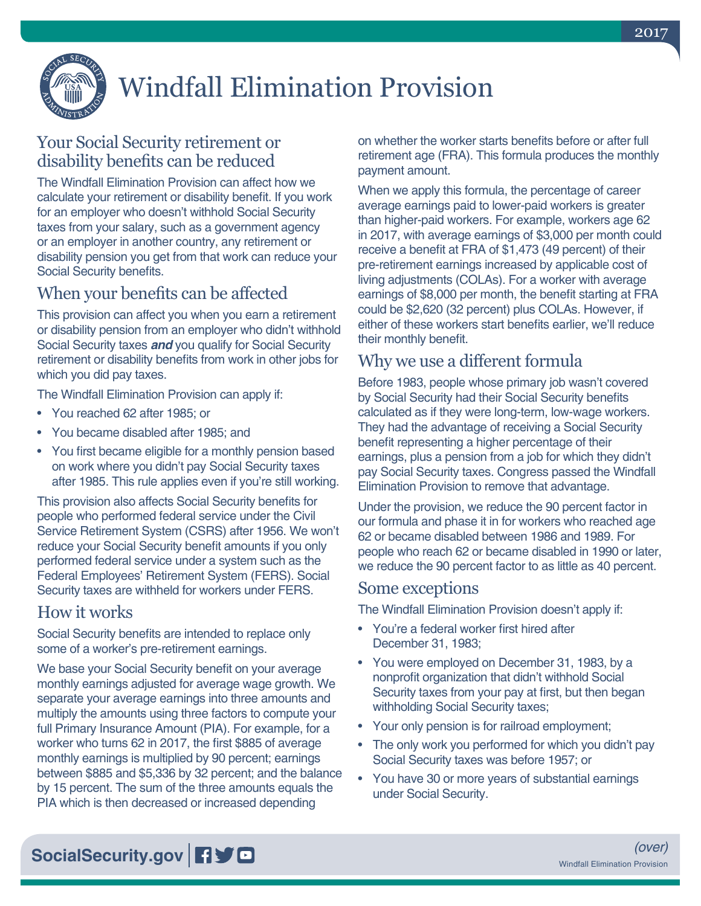# Windfall Elimination Provision

## Your Social Security retirement or disability benefits can be reduced

The Windfall Elimination Provision can affect how we calculate your retirement or disability benefit. If you work for an employer who doesn't withhold Social Security taxes from your salary, such as a government agency or an employer in another country, any retirement or disability pension you get from that work can reduce your Social Security benefits.

## When your benefits can be affected

This provision can affect you when you earn a retirement or disability pension from an employer who didn't withhold Social Security taxes ***and*** you qualify for Social Security retirement or disability benefits from work in other jobs for which you did pay taxes.

The Windfall Elimination Provision can apply if:

- You reached 62 after 1985; or
- You became disabled after 1985; and
- You first became eligible for a monthly pension based on work where you didn't pay Social Security taxes after 1985. This rule applies even if you're still working.

This provision also affects Social Security benefits for people who performed federal service under the Civil Service Retirement System (CSRS) after 1956. We won't reduce your Social Security benefit amounts if you only performed federal service under a system such as the Federal Employees' Retirement System (FERS). Social Security taxes are withheld for workers under FERS.

## How it works

Social Security benefits are intended to replace only some of a worker's pre-retirement earnings.

We base your Social Security benefit on your average monthly earnings adjusted for average wage growth. We separate your average earnings into three amounts and multiply the amounts using three factors to compute your full Primary Insurance Amount (PIA). For example, for a worker who turns 62 in 2017, the first $885 of average monthly earnings is multiplied by 90 percent; earnings between $885 and $5,336 by 32 percent; and the balance by 15 percent. The sum of the three amounts equals the PIA which is then decreased or increased depending on whether the worker starts benefits before or after full retirement age (FRA). This formula produces the monthly payment amount.

When we apply this formula, the percentage of career average earnings paid to lower-paid workers is greater than higher-paid workers. For example, workers age 62 in 2017, with average earnings of $3,000 per month could receive a benefit at FRA of $1,473 (49 percent) of their pre-retirement earnings increased by applicable cost of living adjustments (COLAs). For a worker with average earnings of $8,000 per month, the benefit starting at FRA could be $2,620 (32 percent) plus COLAs. However, if either of these workers start benefits earlier, we'll reduce their monthly benefit.

## Why we use a different formula

Before 1983, people whose primary job wasn't covered by Social Security had their Social Security benefits calculated as if they were long-term, low-wage workers. They had the advantage of receiving a Social Security benefit representing a higher percentage of their earnings, plus a pension from a job for which they didn't pay Social Security taxes. Congress passed the Windfall Elimination Provision to remove that advantage.

Under the provision, we reduce the 90 percent factor in our formula and phase it in for workers who reached age 62 or became disabled between 1986 and 1989. For people who reach 62 or became disabled in 1990 or later, we reduce the 90 percent factor to as little as 40 percent.

## Some exceptions

The Windfall Elimination Provision doesn't apply if:

- You're a federal worker first hired after December 31, 1983;
- You were employed on December 31, 1983, by a nonprofit organization that didn't withhold Social Security taxes from your pay at first, but then began withholding Social Security taxes;
- Your only pension is for railroad employment;
- The only work you performed for which you didn't pay Social Security taxes was before 1957; or
- You have 30 or more years of substantial earnings under Social Security.

*(over)*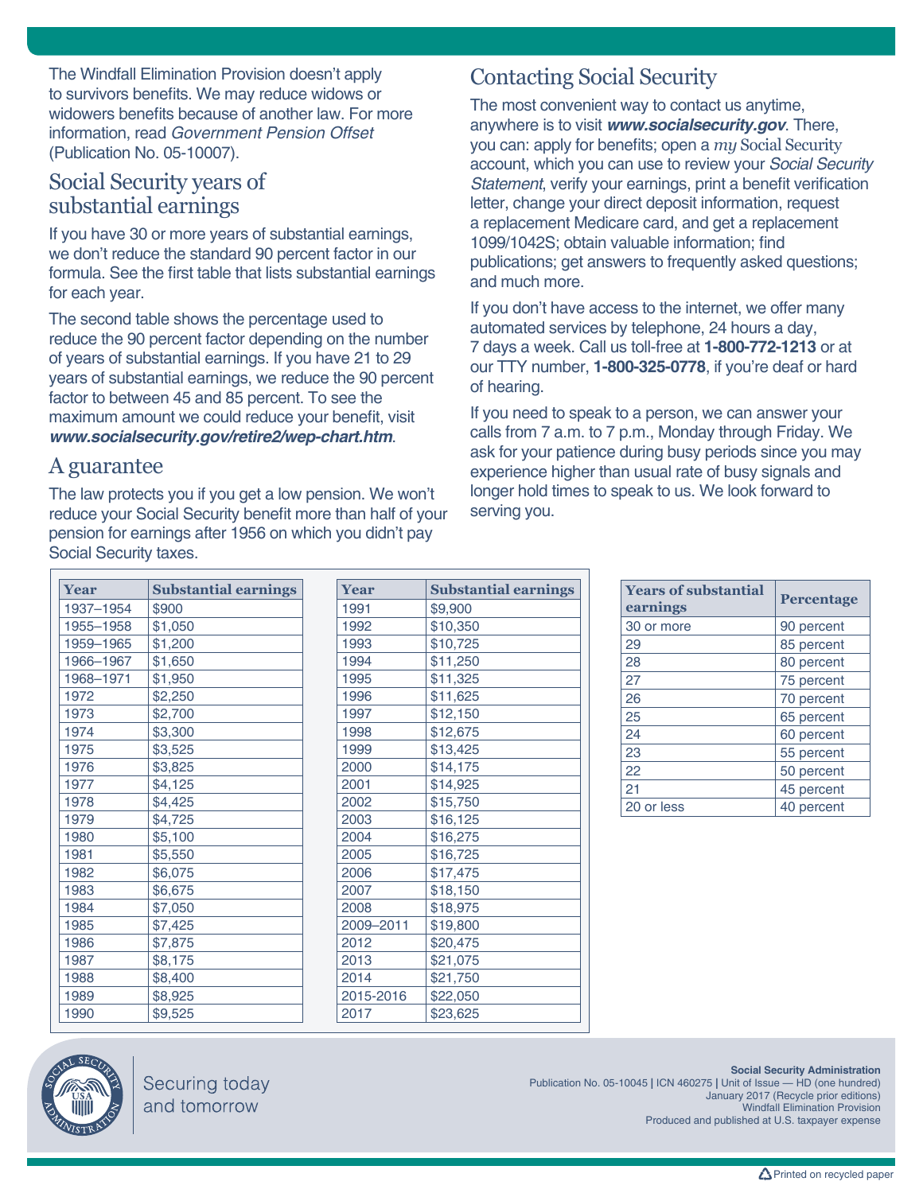The Windfall Elimination Provision doesn't apply to survivors benefits. We may reduce widows or widowers benefits because of another law. For more information, read *Government Pension Offset* (Publication No. 05-10007).

## Social Security years of substantial earnings

If you have 30 or more years of substantial earnings, we don't reduce the standard 90 percent factor in our formula. See the first table that lists substantial earnings for each year.

The second table shows the percentage used to reduce the 90 percent factor depending on the number of years of substantial earnings. If you have 21 to 29 years of substantial earnings, we reduce the 90 percent factor to between 45 and 85 percent. To see the maximum amount we could reduce your benefit, visit ***www.socialsecurity.gov/retire2/wep-chart.htm***.

## A guarantee

The law protects you if you get a low pension. We won't reduce your Social Security benefit more than half of your pension for earnings after 1956 on which you didn't pay Social Security taxes.

## Contacting Social Security

The most convenient way to contact us anytime, anywhere is to visit ***www.socialsecurity.gov***. There, you can: apply for benefits; open a *my* Social Security account, which you can use to review your *Social Security Statement*, verify your earnings, print a benefit verification letter, change your direct deposit information, request a replacement Medicare card, and get a replacement 1099/1042S; obtain valuable information; find publications; get answers to frequently asked questions; and much more.

If you don't have access to the internet, we offer many automated services by telephone, 24 hours a day, 7 days a week. Call us toll-free at **1-800-772-1213** or at our TTY number, **1-800-325-0778**, if you're deaf or hard of hearing.

If you need to speak to a person, we can answer your calls from 7 a.m. to 7 p.m., Monday through Friday. We ask for your patience during busy periods since you may experience higher than usual rate of busy signals and longer hold times to speak to us. We look forward to serving you.

| Year | Substantial earnings |
|---|---|
| 1937–1954 | $900 |
| 1955–1958 | $1,050 |
| 1959–1965 | $1,200 |
| 1966–1967 | $1,650 |
| 1968–1971 | $1,950 |
| 1972 | $2,250 |
| 1973 | $2,700 |
| 1974 | $3,300 |
| 1975 | $3,525 |
| 1976 | $3,825 |
| 1977 | $4,125 |
| 1978 | $4,425 |
| 1979 | $4,725 |
| 1980 | $5,100 |
| 1981 | $5,550 |
| 1982 | $6,075 |
| 1983 | $6,675 |
| 1984 | $7,050 |
| 1985 | $7,425 |
| 1986 | $7,875 |
| 1987 | $8,175 |
| 1988 | $8,400 |
| 1989 | $8,925 |
| 1990 | $9,525 |
| 1991 | $9,900 |
| 1992 | $10,350 |
| 1993 | $10,725 |
| 1994 | $11,250 |
| 1995 | $11,325 |
| 1996 | $11,625 |
| 1997 | $12,150 |
| 1998 | $12,675 |
| 1999 | $13,425 |
| 2000 | $14,175 |
| 2001 | $14,925 |
| 2002 | $15,750 |
| 2003 | $16,125 |
| 2004 | $16,275 |
| 2005 | $16,725 |
| 2006 | $17,475 |
| 2007 | $18,150 |
| 2008 | $18,975 |
| 2009–2011 | $19,800 |
| 2012 | $20,475 |
| 2013 | $21,075 |
| 2014 | $21,750 |
| 2015-2016 | $22,050 |
| 2017 | $23,625 |

| Years of substantial earnings | Percentage |
|---|---|
| 30 or more | 90 percent |
| 29 | 85 percent |
| 28 | 80 percent |
| 27 | 75 percent |
| 26 | 70 percent |
| 25 | 65 percent |
| 24 | 60 percent |
| 23 | 55 percent |
| 22 | 50 percent |
| 21 | 45 percent |
| 20 or less | 40 percent |

Securing today and tomorrow

**Social Security Administration**
Publication No. 05-10045 | ICN 460275 | Unit of Issue — HD (one hundred)
January 2017 (Recycle prior editions)
Windfall Elimination Provision
Produced and published at U.S. taxpayer expense

Printed on recycled paper